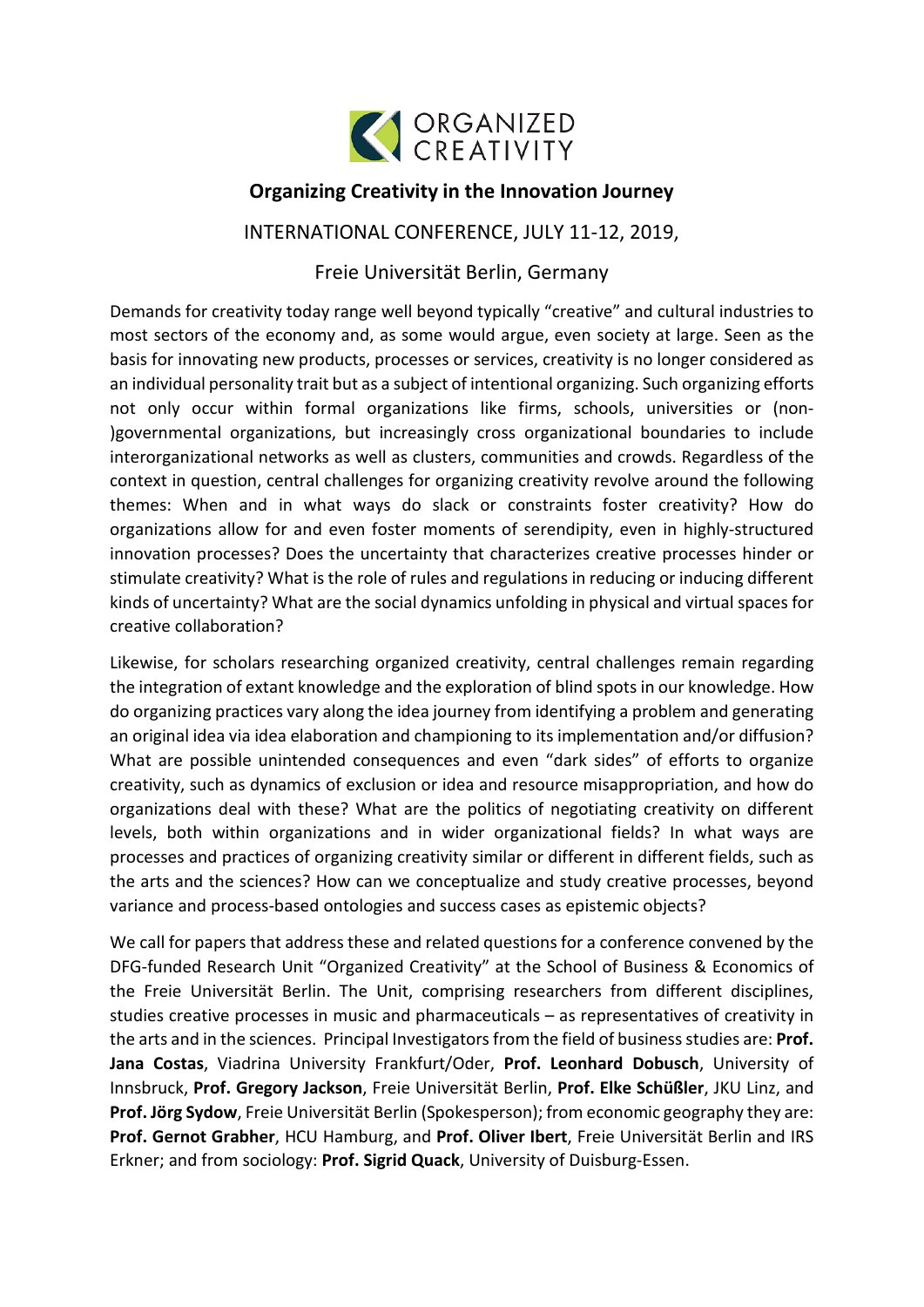ORGANIZED CREATIVITY

# Organizing Creativity in the Innovation Journey

INTERNATIONAL CONFERENCE, JULY 11-12, 2019,

Freie Universität Berlin, Germany

Demands for creativity today range well beyond typically "creative" and cultural industries to most sectors of the economy and, as some would argue, even society at large. Seen as the basis for innovating new products, processes or services, creativity is no longer considered as an individual personality trait but as a subject of intentional organizing. Such organizing efforts not only occur within formal organizations like firms, schools, universities or (non-)governmental organizations, but increasingly cross organizational boundaries to include interorganizational networks as well as clusters, communities and crowds. Regardless of the context in question, central challenges for organizing creativity revolve around the following themes: When and in what ways do slack or constraints foster creativity? How do organizations allow for and even foster moments of serendipity, even in highly-structured innovation processes? Does the uncertainty that characterizes creative processes hinder or stimulate creativity? What is the role of rules and regulations in reducing or inducing different kinds of uncertainty? What are the social dynamics unfolding in physical and virtual spaces for creative collaboration?

Likewise, for scholars researching organized creativity, central challenges remain regarding the integration of extant knowledge and the exploration of blind spots in our knowledge. How do organizing practices vary along the idea journey from identifying a problem and generating an original idea via idea elaboration and championing to its implementation and/or diffusion? What are possible unintended consequences and even "dark sides" of efforts to organize creativity, such as dynamics of exclusion or idea and resource misappropriation, and how do organizations deal with these? What are the politics of negotiating creativity on different levels, both within organizations and in wider organizational fields? In what ways are processes and practices of organizing creativity similar or different in different fields, such as the arts and the sciences? How can we conceptualize and study creative processes, beyond variance and process-based ontologies and success cases as epistemic objects?

We call for papers that address these and related questions for a conference convened by the DFG-funded Research Unit "Organized Creativity" at the School of Business & Economics of the Freie Universität Berlin. The Unit, comprising researchers from different disciplines, studies creative processes in music and pharmaceuticals – as representatives of creativity in the arts and in the sciences. Principal Investigators from the field of business studies are: **Prof. Jana Costas**, Viadrina University Frankfurt/Oder, **Prof. Leonhard Dobusch**, University of Innsbruck, **Prof. Gregory Jackson**, Freie Universität Berlin, **Prof. Elke Schüßler**, JKU Linz, and **Prof. Jörg Sydow**, Freie Universität Berlin (Spokesperson); from economic geography they are: **Prof. Gernot Grabher**, HCU Hamburg, and **Prof. Oliver Ibert**, Freie Universität Berlin and IRS Erkner; and from sociology: **Prof. Sigrid Quack**, University of Duisburg-Essen.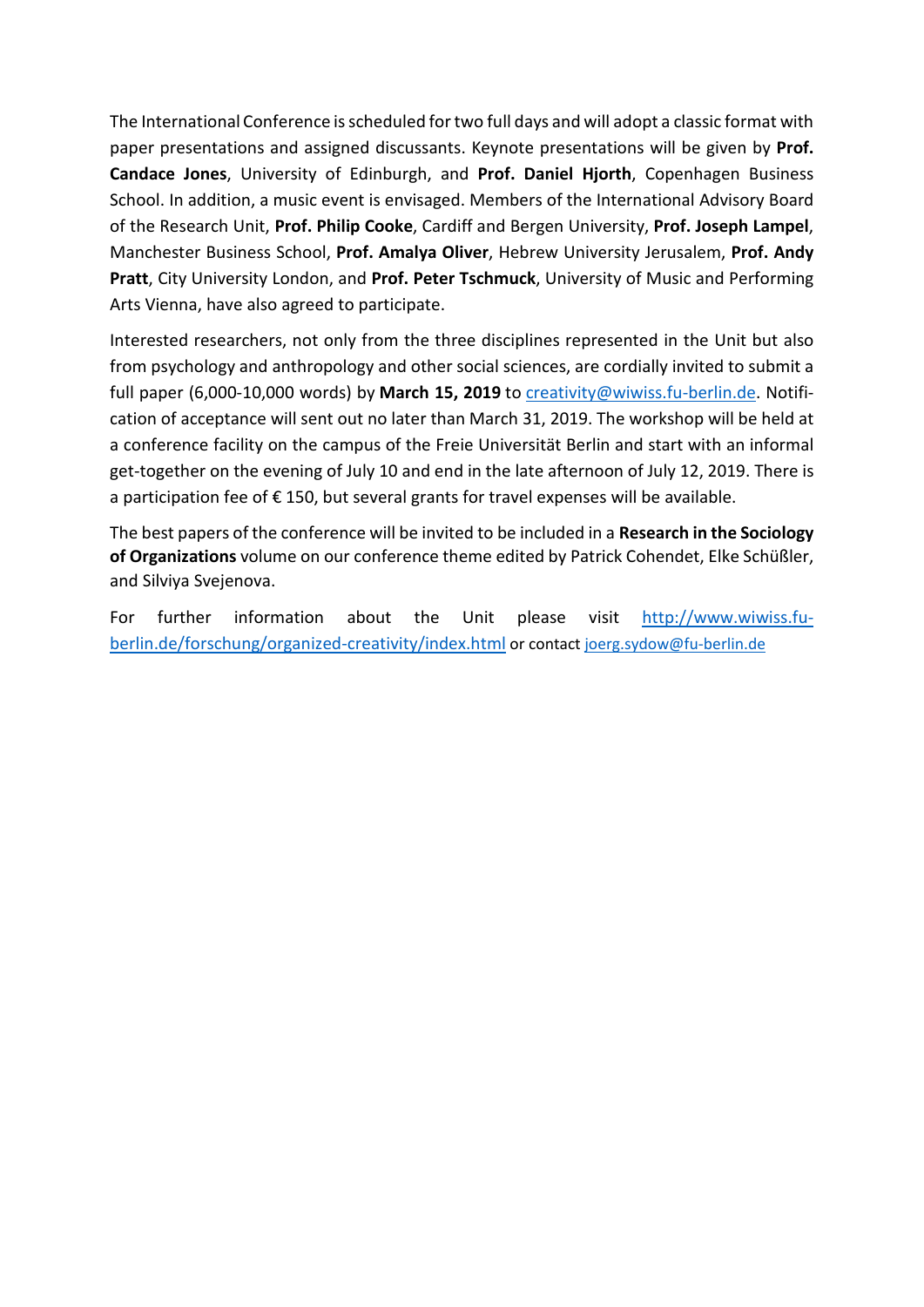The International Conference is scheduled for two full days and will adopt a classic format with paper presentations and assigned discussants. Keynote presentations will be given by **Prof. Candace Jones**, University of Edinburgh, and **Prof. Daniel Hjorth**, Copenhagen Business School. In addition, a music event is envisaged. Members of the International Advisory Board of the Research Unit, **Prof. Philip Cooke**, Cardiff and Bergen University, **Prof. Joseph Lampel**, Manchester Business School, **Prof. Amalya Oliver**, Hebrew University Jerusalem, **Prof. Andy Pratt**, City University London, and **Prof. Peter Tschmuck**, University of Music and Performing Arts Vienna, have also agreed to participate.

Interested researchers, not only from the three disciplines represented in the Unit but also from psychology and anthropology and other social sciences, are cordially invited to submit a full paper (6,000-10,000 words) by **March 15, 2019** to creativity@wiwiss.fu-berlin.de. Notification of acceptance will sent out no later than March 31, 2019. The workshop will be held at a conference facility on the campus of the Freie Universität Berlin and start with an informal get-together on the evening of July 10 and end in the late afternoon of July 12, 2019. There is a participation fee of € 150, but several grants for travel expenses will be available.

The best papers of the conference will be invited to be included in a **Research in the Sociology of Organizations** volume on our conference theme edited by Patrick Cohendet, Elke Schüßler, and Silviya Svejenova.

For further information about the Unit please visit http://www.wiwiss.fu-berlin.de/forschung/organized-creativity/index.html or contact joerg.sydow@fu-berlin.de